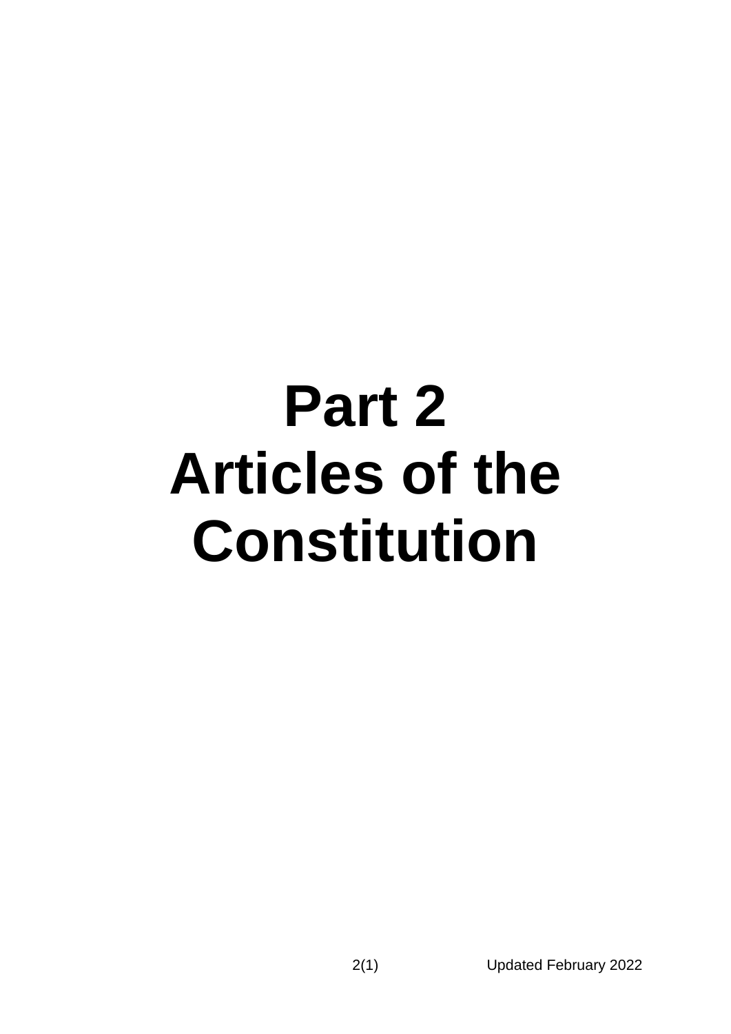# Part 2
# Articles of the Constitution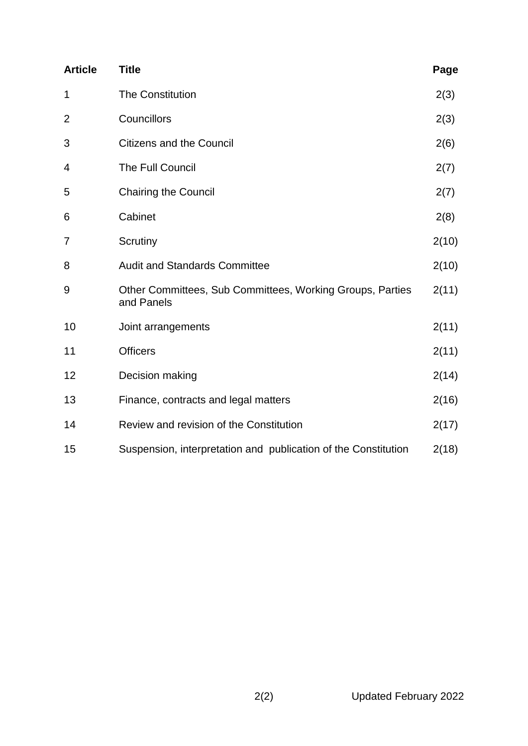| Article | Title | Page |
|---|---|---|
| 1 | The Constitution | 2(3) |
| 2 | Councillors | 2(3) |
| 3 | Citizens and the Council | 2(6) |
| 4 | The Full Council | 2(7) |
| 5 | Chairing the Council | 2(7) |
| 6 | Cabinet | 2(8) |
| 7 | Scrutiny | 2(10) |
| 8 | Audit and Standards Committee | 2(10) |
| 9 | Other Committees, Sub Committees, Working Groups, Parties and Panels | 2(11) |
| 10 | Joint arrangements | 2(11) |
| 11 | Officers | 2(11) |
| 12 | Decision making | 2(14) |
| 13 | Finance, contracts and legal matters | 2(16) |
| 14 | Review and revision of the Constitution | 2(17) |
| 15 | Suspension, interpretation and publication of the Constitution | 2(18) |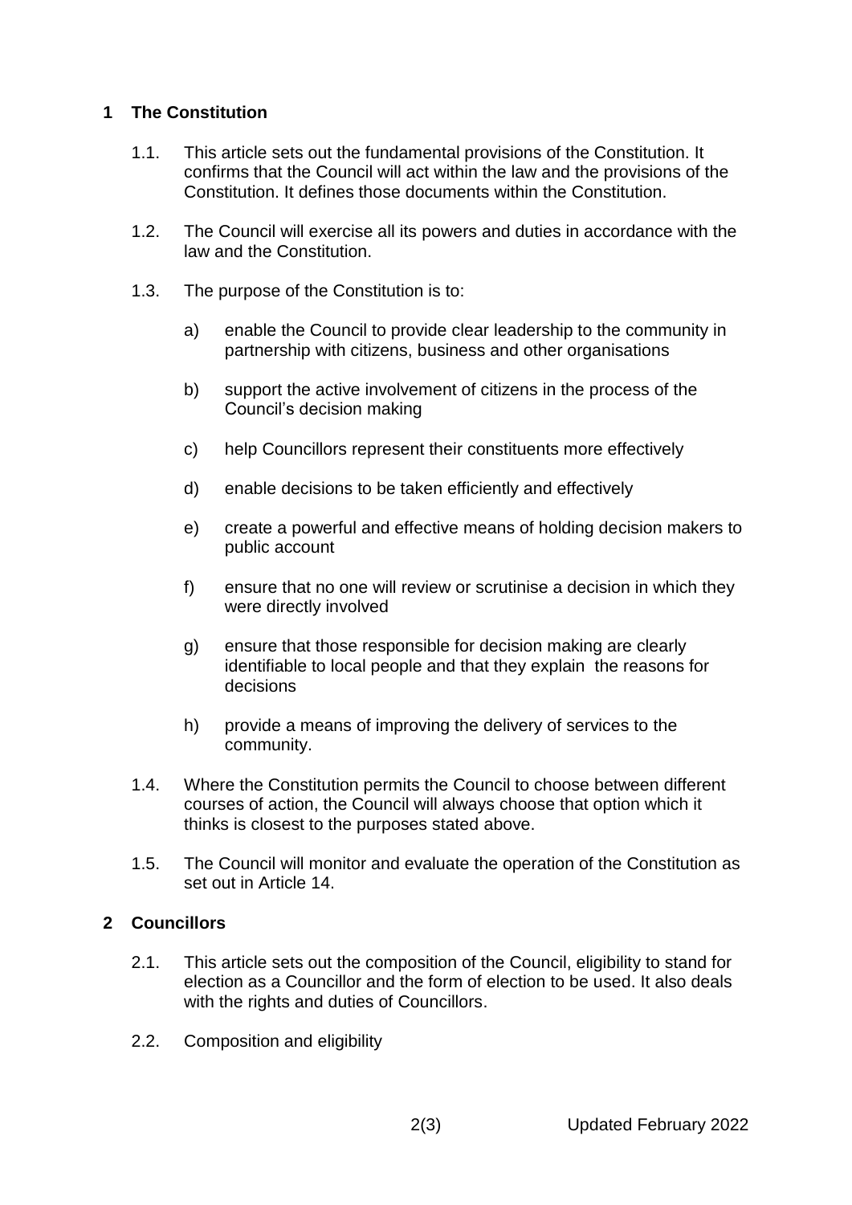## 1 The Constitution

1.1. This article sets out the fundamental provisions of the Constitution. It confirms that the Council will act within the law and the provisions of the Constitution. It defines those documents within the Constitution.

1.2. The Council will exercise all its powers and duties in accordance with the law and the Constitution.

1.3. The purpose of the Constitution is to:

a) enable the Council to provide clear leadership to the community in partnership with citizens, business and other organisations

b) support the active involvement of citizens in the process of the Council's decision making

c) help Councillors represent their constituents more effectively

d) enable decisions to be taken efficiently and effectively

e) create a powerful and effective means of holding decision makers to public account

f) ensure that no one will review or scrutinise a decision in which they were directly involved

g) ensure that those responsible for decision making are clearly identifiable to local people and that they explain the reasons for decisions

h) provide a means of improving the delivery of services to the community.

1.4. Where the Constitution permits the Council to choose between different courses of action, the Council will always choose that option which it thinks is closest to the purposes stated above.

1.5. The Council will monitor and evaluate the operation of the Constitution as set out in Article 14.

## 2 Councillors

2.1. This article sets out the composition of the Council, eligibility to stand for election as a Councillor and the form of election to be used. It also deals with the rights and duties of Councillors.

2.2. Composition and eligibility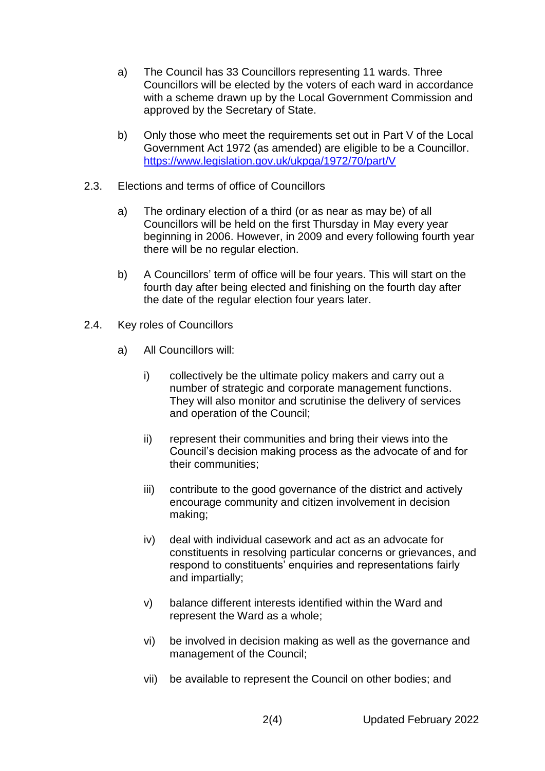a) The Council has 33 Councillors representing 11 wards. Three Councillors will be elected by the voters of each ward in accordance with a scheme drawn up by the Local Government Commission and approved by the Secretary of State.

b) Only those who meet the requirements set out in Part V of the Local Government Act 1972 (as amended) are eligible to be a Councillor. https://www.legislation.gov.uk/ukpga/1972/70/part/V

2.3. Elections and terms of office of Councillors

a) The ordinary election of a third (or as near as may be) of all Councillors will be held on the first Thursday in May every year beginning in 2006. However, in 2009 and every following fourth year there will be no regular election.

b) A Councillors' term of office will be four years. This will start on the fourth day after being elected and finishing on the fourth day after the date of the regular election four years later.

2.4. Key roles of Councillors

a) All Councillors will:

i) collectively be the ultimate policy makers and carry out a number of strategic and corporate management functions. They will also monitor and scrutinise the delivery of services and operation of the Council;

ii) represent their communities and bring their views into the Council's decision making process as the advocate of and for their communities;

iii) contribute to the good governance of the district and actively encourage community and citizen involvement in decision making;

iv) deal with individual casework and act as an advocate for constituents in resolving particular concerns or grievances, and respond to constituents' enquiries and representations fairly and impartially;

v) balance different interests identified within the Ward and represent the Ward as a whole;

vi) be involved in decision making as well as the governance and management of the Council;

vii) be available to represent the Council on other bodies; and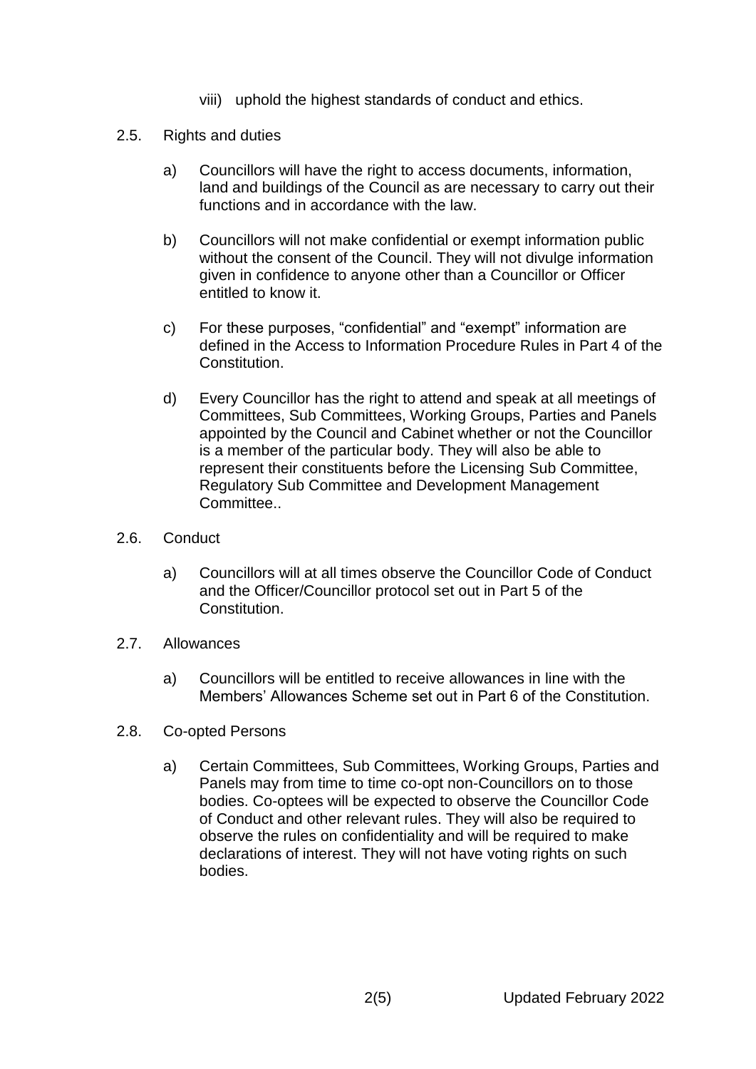viii) uphold the highest standards of conduct and ethics.

## 2.5. Rights and duties

a) Councillors will have the right to access documents, information, land and buildings of the Council as are necessary to carry out their functions and in accordance with the law.

b) Councillors will not make confidential or exempt information public without the consent of the Council. They will not divulge information given in confidence to anyone other than a Councillor or Officer entitled to know it.

c) For these purposes, "confidential" and "exempt" information are defined in the Access to Information Procedure Rules in Part 4 of the Constitution.

d) Every Councillor has the right to attend and speak at all meetings of Committees, Sub Committees, Working Groups, Parties and Panels appointed by the Council and Cabinet whether or not the Councillor is a member of the particular body. They will also be able to represent their constituents before the Licensing Sub Committee, Regulatory Sub Committee and Development Management Committee..

## 2.6. Conduct

a) Councillors will at all times observe the Councillor Code of Conduct and the Officer/Councillor protocol set out in Part 5 of the Constitution.

## 2.7. Allowances

a) Councillors will be entitled to receive allowances in line with the Members' Allowances Scheme set out in Part 6 of the Constitution.

## 2.8. Co-opted Persons

a) Certain Committees, Sub Committees, Working Groups, Parties and Panels may from time to time co-opt non-Councillors on to those bodies. Co-optees will be expected to observe the Councillor Code of Conduct and other relevant rules. They will also be required to observe the rules on confidentiality and will be required to make declarations of interest. They will not have voting rights on such bodies.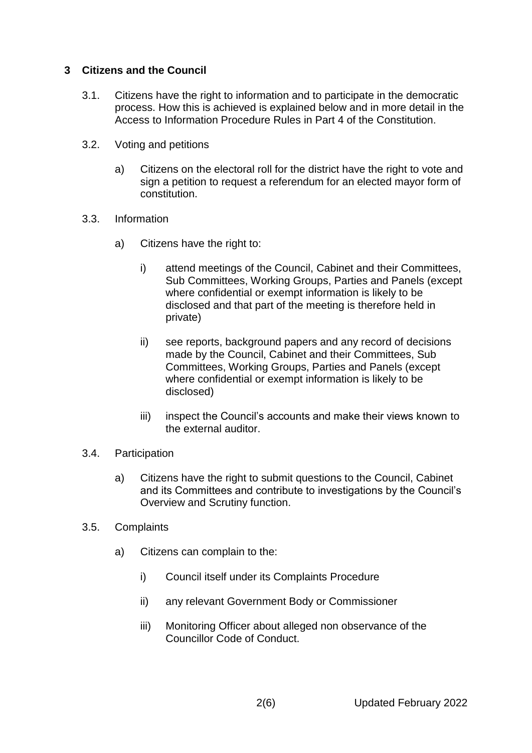## 3 Citizens and the Council

3.1. Citizens have the right to information and to participate in the democratic process. How this is achieved is explained below and in more detail in the Access to Information Procedure Rules in Part 4 of the Constitution.

3.2. Voting and petitions

a) Citizens on the electoral roll for the district have the right to vote and sign a petition to request a referendum for an elected mayor form of constitution.

3.3. Information

a) Citizens have the right to:

i) attend meetings of the Council, Cabinet and their Committees, Sub Committees, Working Groups, Parties and Panels (except where confidential or exempt information is likely to be disclosed and that part of the meeting is therefore held in private)

ii) see reports, background papers and any record of decisions made by the Council, Cabinet and their Committees, Sub Committees, Working Groups, Parties and Panels (except where confidential or exempt information is likely to be disclosed)

iii) inspect the Council's accounts and make their views known to the external auditor.

3.4. Participation

a) Citizens have the right to submit questions to the Council, Cabinet and its Committees and contribute to investigations by the Council's Overview and Scrutiny function.

3.5. Complaints

a) Citizens can complain to the:

i) Council itself under its Complaints Procedure

ii) any relevant Government Body or Commissioner

iii) Monitoring Officer about alleged non observance of the Councillor Code of Conduct.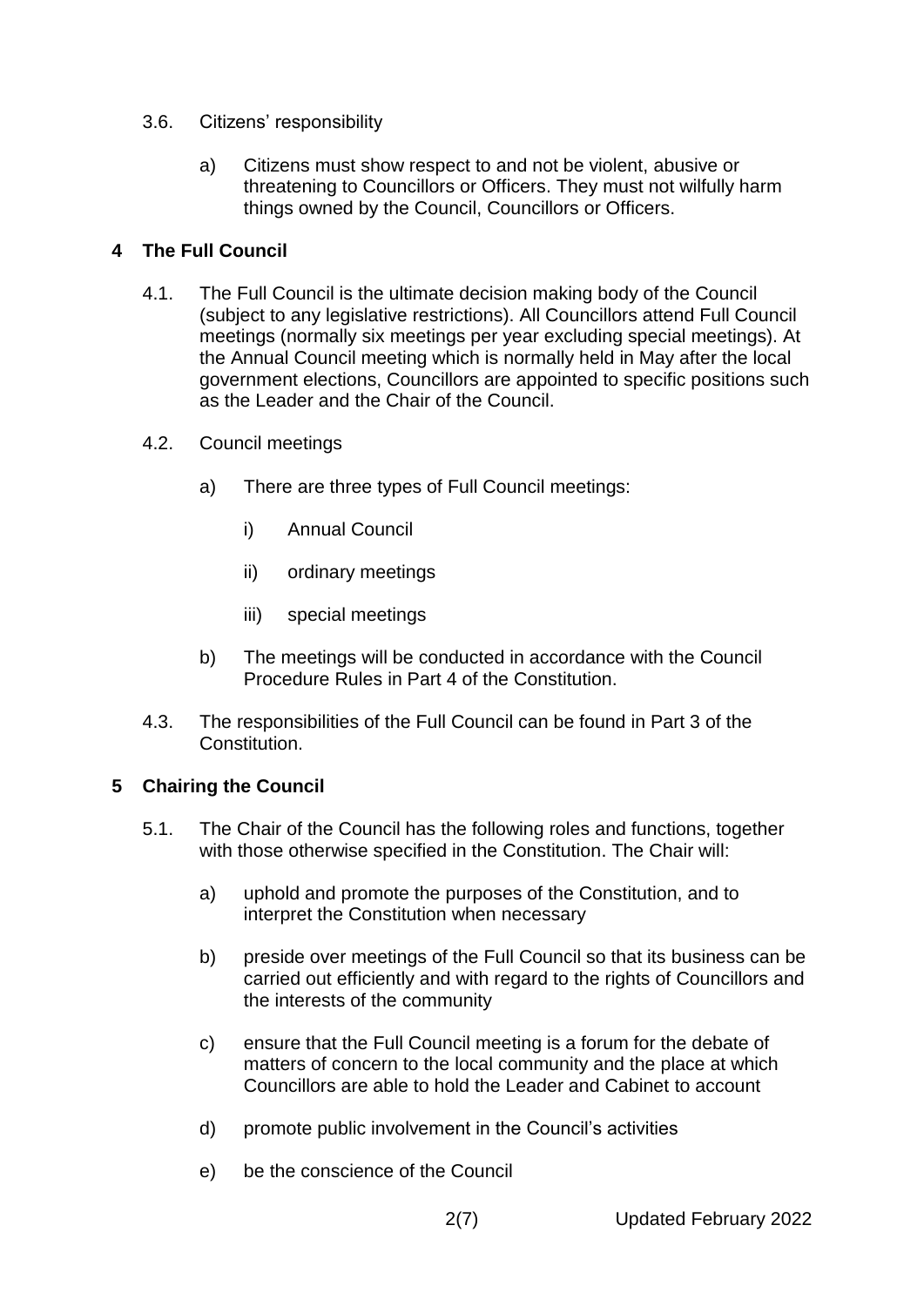3.6. Citizens' responsibility

a) Citizens must show respect to and not be violent, abusive or threatening to Councillors or Officers. They must not wilfully harm things owned by the Council, Councillors or Officers.

## 4 The Full Council

4.1. The Full Council is the ultimate decision making body of the Council (subject to any legislative restrictions). All Councillors attend Full Council meetings (normally six meetings per year excluding special meetings). At the Annual Council meeting which is normally held in May after the local government elections, Councillors are appointed to specific positions such as the Leader and the Chair of the Council.

4.2. Council meetings

a) There are three types of Full Council meetings:

i) Annual Council

ii) ordinary meetings

iii) special meetings

b) The meetings will be conducted in accordance with the Council Procedure Rules in Part 4 of the Constitution.

4.3. The responsibilities of the Full Council can be found in Part 3 of the Constitution.

## 5 Chairing the Council

5.1. The Chair of the Council has the following roles and functions, together with those otherwise specified in the Constitution. The Chair will:

a) uphold and promote the purposes of the Constitution, and to interpret the Constitution when necessary

b) preside over meetings of the Full Council so that its business can be carried out efficiently and with regard to the rights of Councillors and the interests of the community

c) ensure that the Full Council meeting is a forum for the debate of matters of concern to the local community and the place at which Councillors are able to hold the Leader and Cabinet to account

d) promote public involvement in the Council's activities

e) be the conscience of the Council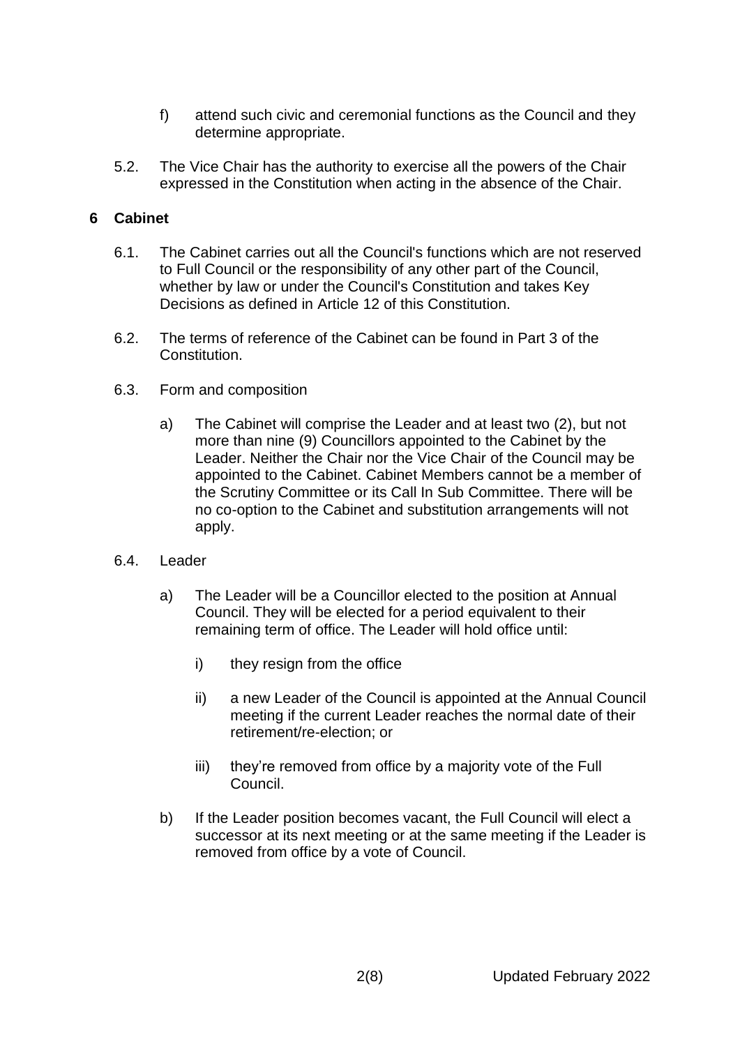f) attend such civic and ceremonial functions as the Council and they determine appropriate.

5.2. The Vice Chair has the authority to exercise all the powers of the Chair expressed in the Constitution when acting in the absence of the Chair.

## 6 Cabinet

6.1. The Cabinet carries out all the Council's functions which are not reserved to Full Council or the responsibility of any other part of the Council, whether by law or under the Council's Constitution and takes Key Decisions as defined in Article 12 of this Constitution.

6.2. The terms of reference of the Cabinet can be found in Part 3 of the Constitution.

6.3. Form and composition

a) The Cabinet will comprise the Leader and at least two (2), but not more than nine (9) Councillors appointed to the Cabinet by the Leader. Neither the Chair nor the Vice Chair of the Council may be appointed to the Cabinet. Cabinet Members cannot be a member of the Scrutiny Committee or its Call In Sub Committee. There will be no co-option to the Cabinet and substitution arrangements will not apply.

6.4. Leader

a) The Leader will be a Councillor elected to the position at Annual Council. They will be elected for a period equivalent to their remaining term of office. The Leader will hold office until:

i) they resign from the office

ii) a new Leader of the Council is appointed at the Annual Council meeting if the current Leader reaches the normal date of their retirement/re-election; or

iii) they're removed from office by a majority vote of the Full Council.

b) If the Leader position becomes vacant, the Full Council will elect a successor at its next meeting or at the same meeting if the Leader is removed from office by a vote of Council.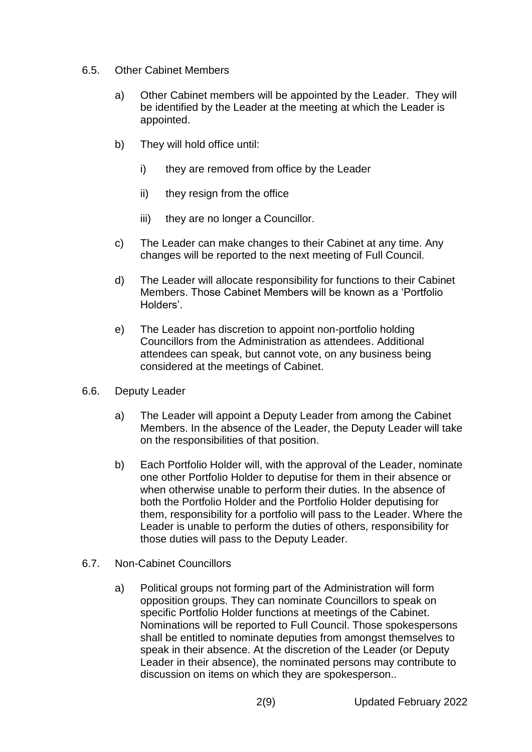6.5. Other Cabinet Members

a) Other Cabinet members will be appointed by the Leader. They will be identified by the Leader at the meeting at which the Leader is appointed.

b) They will hold office until:

   i) they are removed from office by the Leader

   ii) they resign from the office

   iii) they are no longer a Councillor.

c) The Leader can make changes to their Cabinet at any time. Any changes will be reported to the next meeting of Full Council.

d) The Leader will allocate responsibility for functions to their Cabinet Members. Those Cabinet Members will be known as a 'Portfolio Holders'.

e) The Leader has discretion to appoint non-portfolio holding Councillors from the Administration as attendees. Additional attendees can speak, but cannot vote, on any business being considered at the meetings of Cabinet.

6.6. Deputy Leader

a) The Leader will appoint a Deputy Leader from among the Cabinet Members. In the absence of the Leader, the Deputy Leader will take on the responsibilities of that position.

b) Each Portfolio Holder will, with the approval of the Leader, nominate one other Portfolio Holder to deputise for them in their absence or when otherwise unable to perform their duties. In the absence of both the Portfolio Holder and the Portfolio Holder deputising for them, responsibility for a portfolio will pass to the Leader. Where the Leader is unable to perform the duties of others, responsibility for those duties will pass to the Deputy Leader.

6.7. Non-Cabinet Councillors

a) Political groups not forming part of the Administration will form opposition groups. They can nominate Councillors to speak on specific Portfolio Holder functions at meetings of the Cabinet. Nominations will be reported to Full Council. Those spokespersons shall be entitled to nominate deputies from amongst themselves to speak in their absence. At the discretion of the Leader (or Deputy Leader in their absence), the nominated persons may contribute to discussion on items on which they are spokesperson..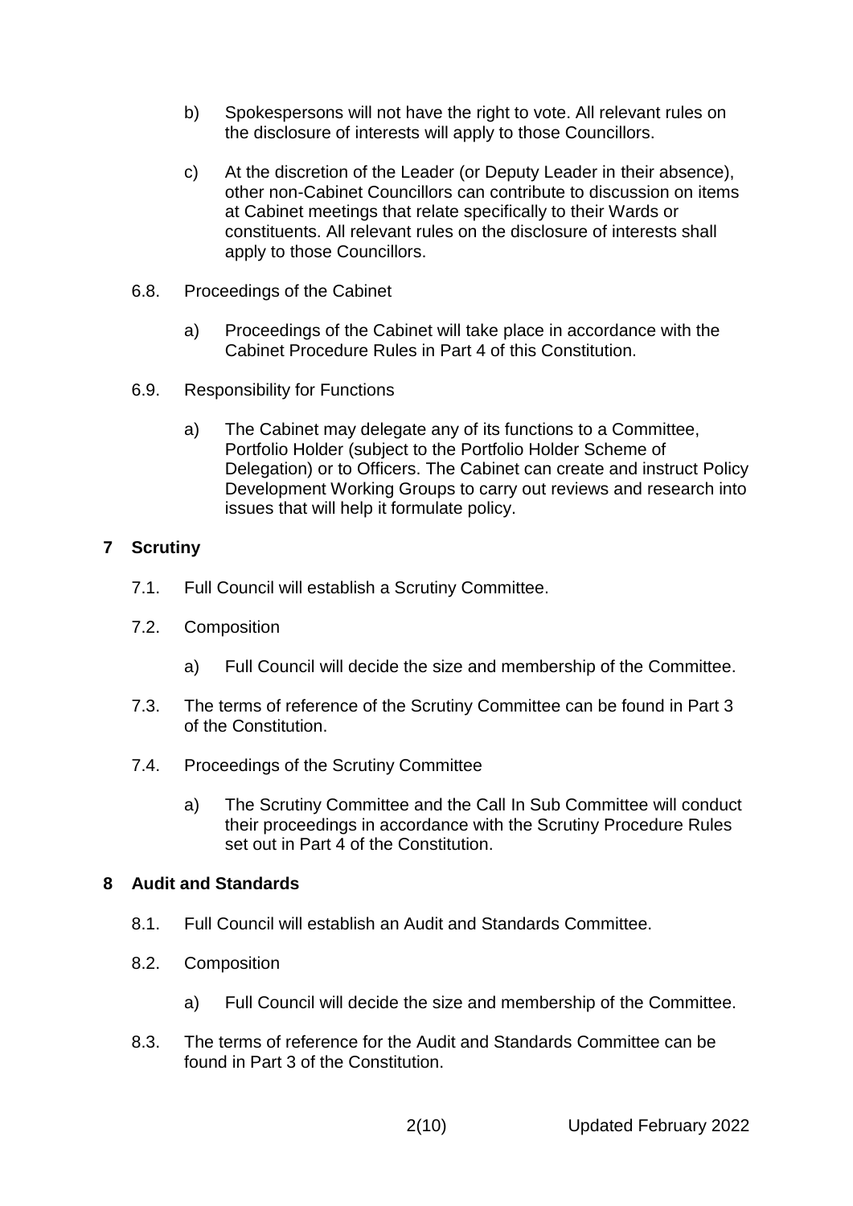b) Spokespersons will not have the right to vote. All relevant rules on the disclosure of interests will apply to those Councillors.

c) At the discretion of the Leader (or Deputy Leader in their absence), other non-Cabinet Councillors can contribute to discussion on items at Cabinet meetings that relate specifically to their Wards or constituents. All relevant rules on the disclosure of interests shall apply to those Councillors.

6.8. Proceedings of the Cabinet

a) Proceedings of the Cabinet will take place in accordance with the Cabinet Procedure Rules in Part 4 of this Constitution.

6.9. Responsibility for Functions

a) The Cabinet may delegate any of its functions to a Committee, Portfolio Holder (subject to the Portfolio Holder Scheme of Delegation) or to Officers. The Cabinet can create and instruct Policy Development Working Groups to carry out reviews and research into issues that will help it formulate policy.

## 7 Scrutiny

7.1. Full Council will establish a Scrutiny Committee.

7.2. Composition

a) Full Council will decide the size and membership of the Committee.

7.3. The terms of reference of the Scrutiny Committee can be found in Part 3 of the Constitution.

7.4. Proceedings of the Scrutiny Committee

a) The Scrutiny Committee and the Call In Sub Committee will conduct their proceedings in accordance with the Scrutiny Procedure Rules set out in Part 4 of the Constitution.

## 8 Audit and Standards

8.1. Full Council will establish an Audit and Standards Committee.

8.2. Composition

a) Full Council will decide the size and membership of the Committee.

8.3. The terms of reference for the Audit and Standards Committee can be found in Part 3 of the Constitution.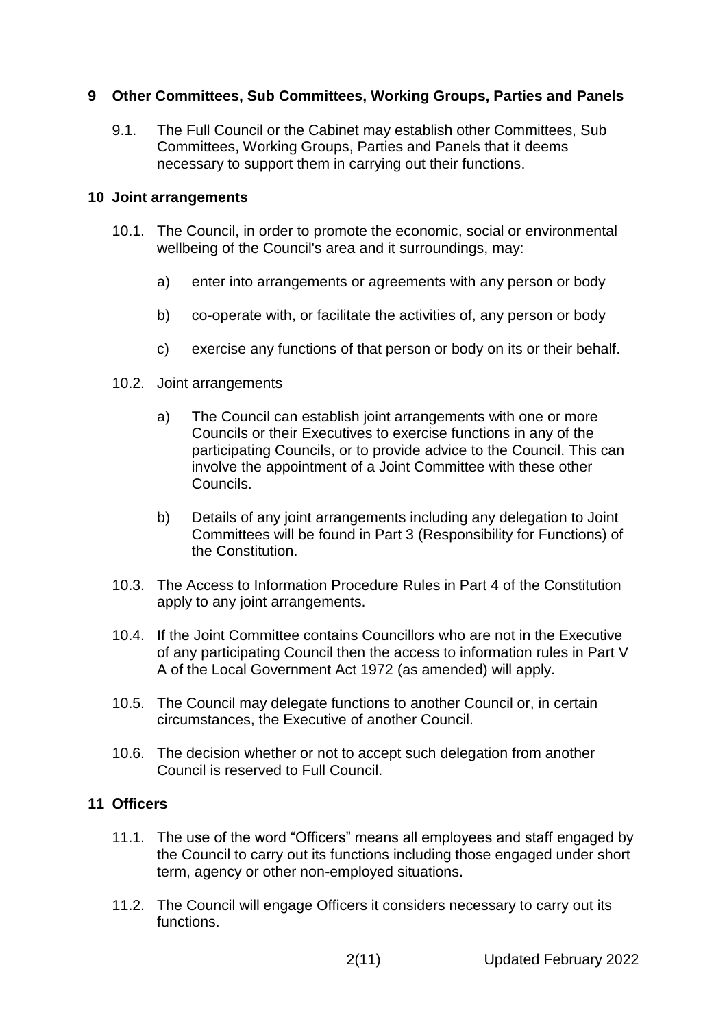## 9 Other Committees, Sub Committees, Working Groups, Parties and Panels

9.1. The Full Council or the Cabinet may establish other Committees, Sub Committees, Working Groups, Parties and Panels that it deems necessary to support them in carrying out their functions.

## 10 Joint arrangements

10.1. The Council, in order to promote the economic, social or environmental wellbeing of the Council's area and it surroundings, may:

a) enter into arrangements or agreements with any person or body

b) co-operate with, or facilitate the activities of, any person or body

c) exercise any functions of that person or body on its or their behalf.

10.2. Joint arrangements

a) The Council can establish joint arrangements with one or more Councils or their Executives to exercise functions in any of the participating Councils, or to provide advice to the Council. This can involve the appointment of a Joint Committee with these other Councils.

b) Details of any joint arrangements including any delegation to Joint Committees will be found in Part 3 (Responsibility for Functions) of the Constitution.

10.3. The Access to Information Procedure Rules in Part 4 of the Constitution apply to any joint arrangements.

10.4. If the Joint Committee contains Councillors who are not in the Executive of any participating Council then the access to information rules in Part V A of the Local Government Act 1972 (as amended) will apply.

10.5. The Council may delegate functions to another Council or, in certain circumstances, the Executive of another Council.

10.6. The decision whether or not to accept such delegation from another Council is reserved to Full Council.

## 11 Officers

11.1. The use of the word "Officers" means all employees and staff engaged by the Council to carry out its functions including those engaged under short term, agency or other non-employed situations.

11.2. The Council will engage Officers it considers necessary to carry out its functions.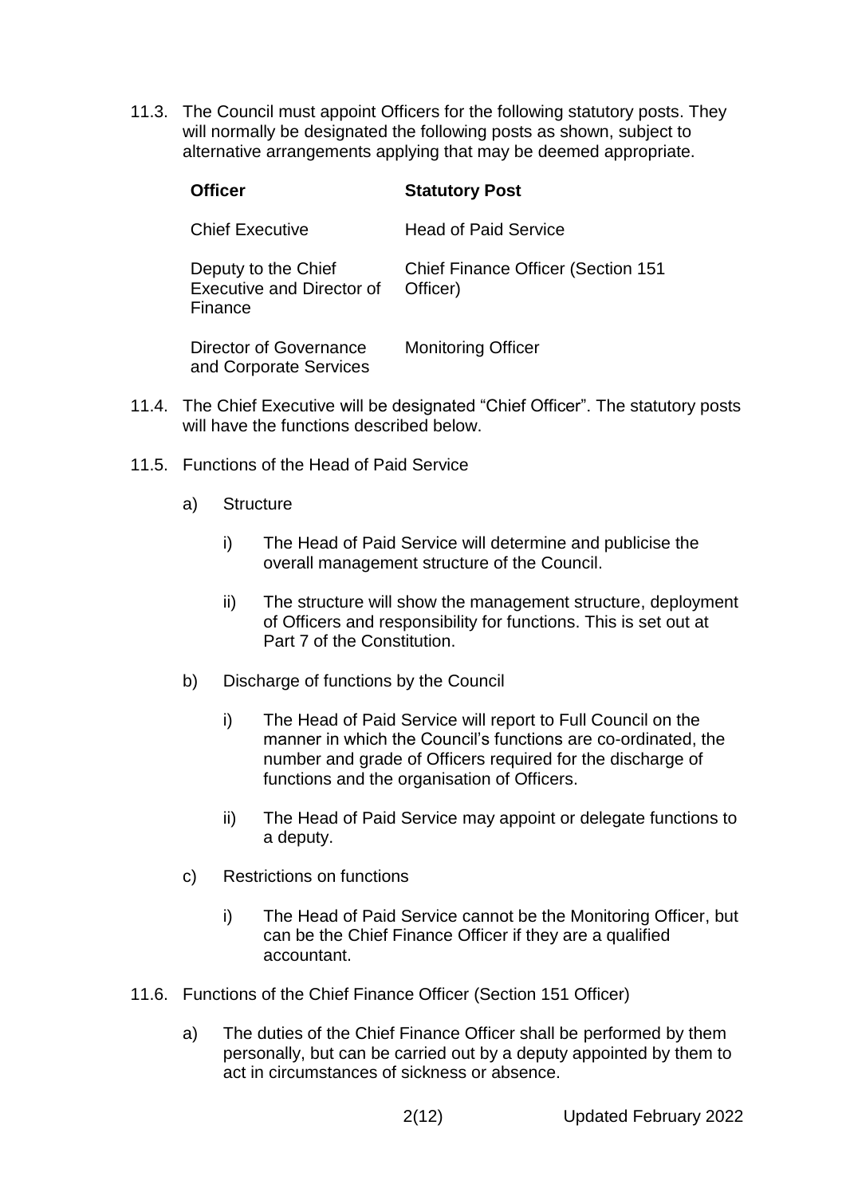11.3. The Council must appoint Officers for the following statutory posts. They will normally be designated the following posts as shown, subject to alternative arrangements applying that may be deemed appropriate.

| **Officer** | **Statutory Post** |
|---|---|
| Chief Executive | Head of Paid Service |
| Deputy to the Chief Executive and Director of Finance | Chief Finance Officer (Section 151 Officer) |
| Director of Governance and Corporate Services | Monitoring Officer |

11.4. The Chief Executive will be designated "Chief Officer". The statutory posts will have the functions described below.

11.5. Functions of the Head of Paid Service

a) Structure

i) The Head of Paid Service will determine and publicise the overall management structure of the Council.

ii) The structure will show the management structure, deployment of Officers and responsibility for functions. This is set out at Part 7 of the Constitution.

b) Discharge of functions by the Council

i) The Head of Paid Service will report to Full Council on the manner in which the Council's functions are co-ordinated, the number and grade of Officers required for the discharge of functions and the organisation of Officers.

ii) The Head of Paid Service may appoint or delegate functions to a deputy.

c) Restrictions on functions

i) The Head of Paid Service cannot be the Monitoring Officer, but can be the Chief Finance Officer if they are a qualified accountant.

11.6. Functions of the Chief Finance Officer (Section 151 Officer)

a) The duties of the Chief Finance Officer shall be performed by them personally, but can be carried out by a deputy appointed by them to act in circumstances of sickness or absence.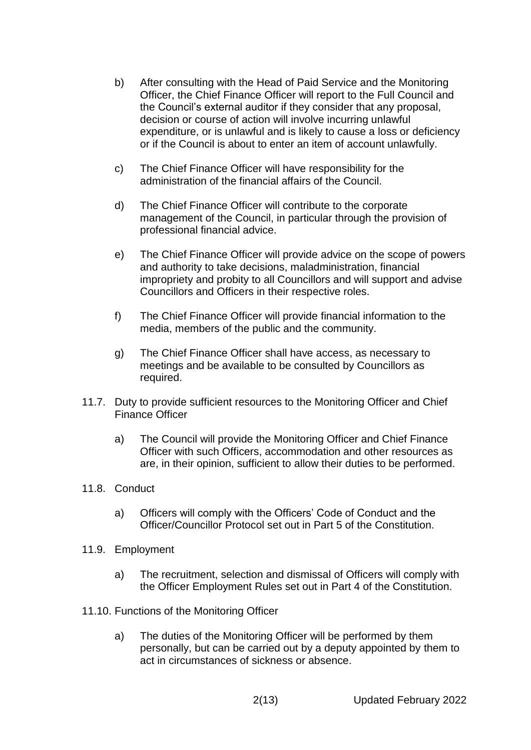b) After consulting with the Head of Paid Service and the Monitoring Officer, the Chief Finance Officer will report to the Full Council and the Council's external auditor if they consider that any proposal, decision or course of action will involve incurring unlawful expenditure, or is unlawful and is likely to cause a loss or deficiency or if the Council is about to enter an item of account unlawfully.

c) The Chief Finance Officer will have responsibility for the administration of the financial affairs of the Council.

d) The Chief Finance Officer will contribute to the corporate management of the Council, in particular through the provision of professional financial advice.

e) The Chief Finance Officer will provide advice on the scope of powers and authority to take decisions, maladministration, financial impropriety and probity to all Councillors and will support and advise Councillors and Officers in their respective roles.

f) The Chief Finance Officer will provide financial information to the media, members of the public and the community.

g) The Chief Finance Officer shall have access, as necessary to meetings and be available to be consulted by Councillors as required.

11.7. Duty to provide sufficient resources to the Monitoring Officer and Chief Finance Officer

a) The Council will provide the Monitoring Officer and Chief Finance Officer with such Officers, accommodation and other resources as are, in their opinion, sufficient to allow their duties to be performed.

11.8. Conduct

a) Officers will comply with the Officers' Code of Conduct and the Officer/Councillor Protocol set out in Part 5 of the Constitution.

11.9. Employment

a) The recruitment, selection and dismissal of Officers will comply with the Officer Employment Rules set out in Part 4 of the Constitution.

11.10. Functions of the Monitoring Officer

a) The duties of the Monitoring Officer will be performed by them personally, but can be carried out by a deputy appointed by them to act in circumstances of sickness or absence.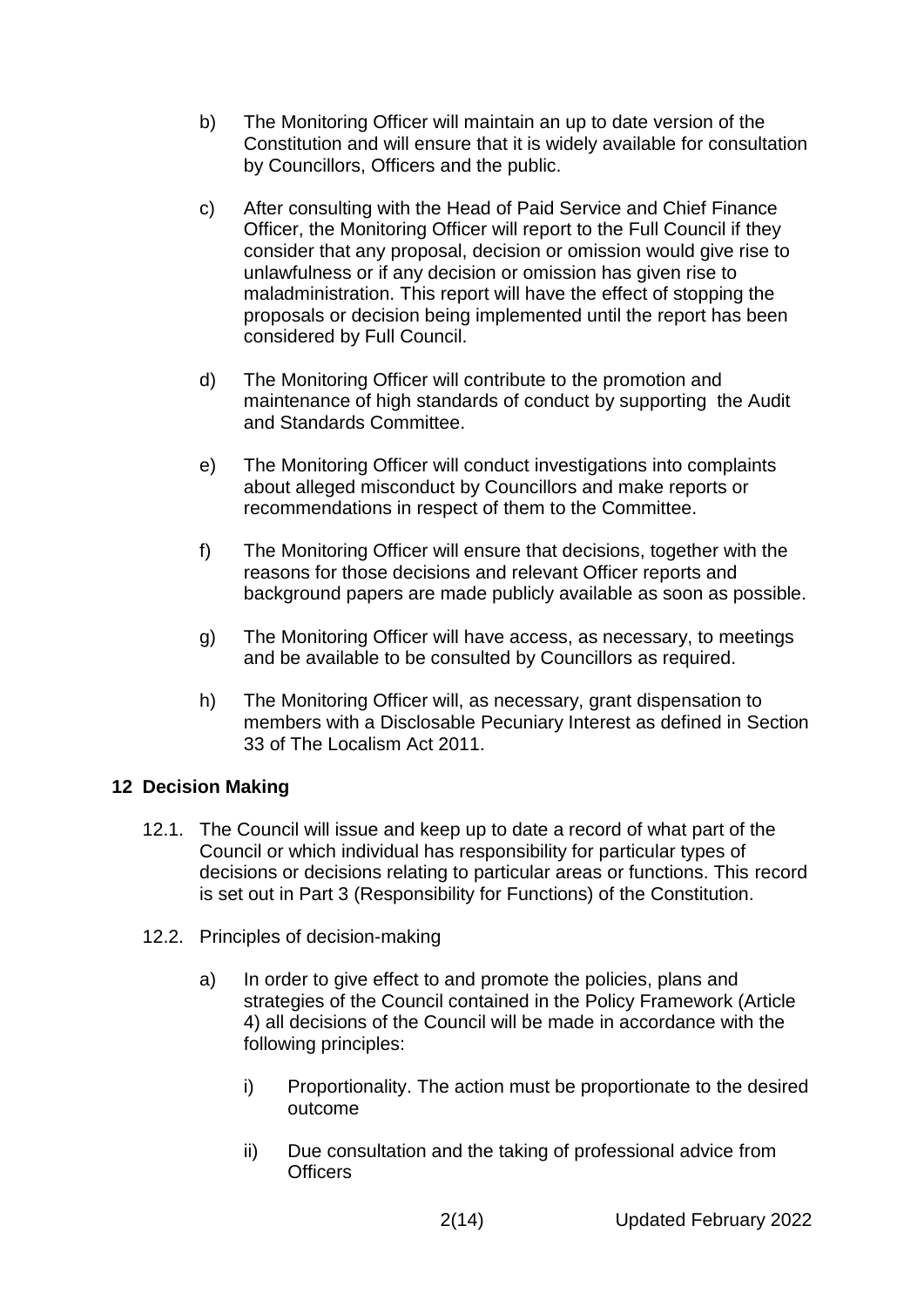b) The Monitoring Officer will maintain an up to date version of the Constitution and will ensure that it is widely available for consultation by Councillors, Officers and the public.

c) After consulting with the Head of Paid Service and Chief Finance Officer, the Monitoring Officer will report to the Full Council if they consider that any proposal, decision or omission would give rise to unlawfulness or if any decision or omission has given rise to maladministration. This report will have the effect of stopping the proposals or decision being implemented until the report has been considered by Full Council.

d) The Monitoring Officer will contribute to the promotion and maintenance of high standards of conduct by supporting the Audit and Standards Committee.

e) The Monitoring Officer will conduct investigations into complaints about alleged misconduct by Councillors and make reports or recommendations in respect of them to the Committee.

f) The Monitoring Officer will ensure that decisions, together with the reasons for those decisions and relevant Officer reports and background papers are made publicly available as soon as possible.

g) The Monitoring Officer will have access, as necessary, to meetings and be available to be consulted by Councillors as required.

h) The Monitoring Officer will, as necessary, grant dispensation to members with a Disclosable Pecuniary Interest as defined in Section 33 of The Localism Act 2011.

## 12 Decision Making

12.1. The Council will issue and keep up to date a record of what part of the Council or which individual has responsibility for particular types of decisions or decisions relating to particular areas or functions. This record is set out in Part 3 (Responsibility for Functions) of the Constitution.

12.2. Principles of decision-making

a) In order to give effect to and promote the policies, plans and strategies of the Council contained in the Policy Framework (Article 4) all decisions of the Council will be made in accordance with the following principles:

i) Proportionality. The action must be proportionate to the desired outcome

ii) Due consultation and the taking of professional advice from Officers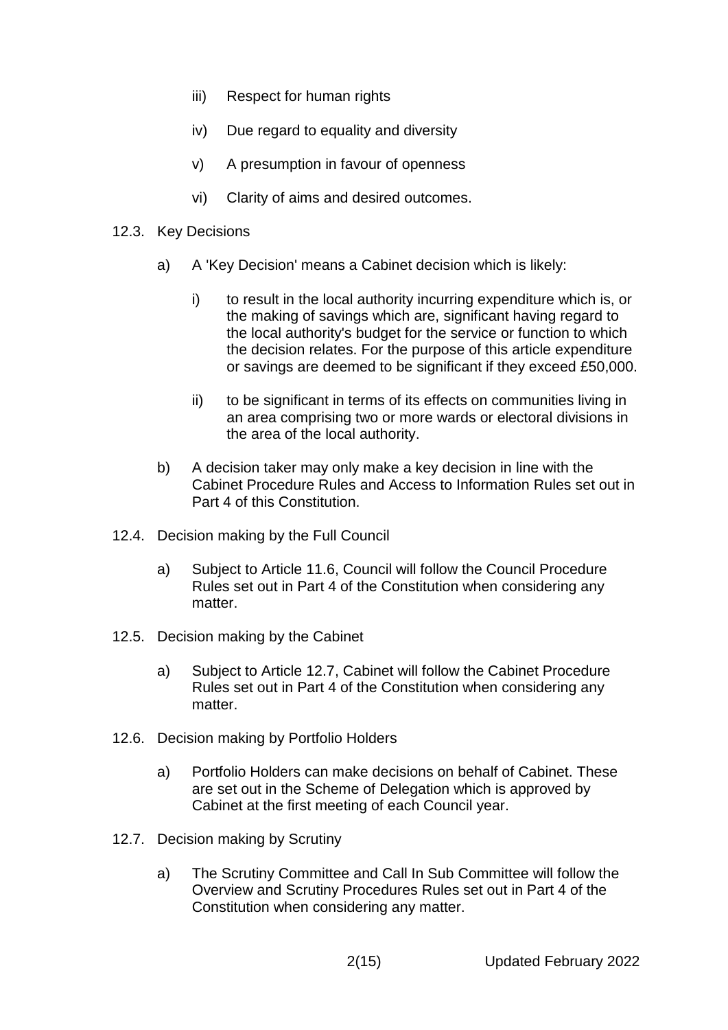iii) Respect for human rights

iv) Due regard to equality and diversity

v) A presumption in favour of openness

vi) Clarity of aims and desired outcomes.

12.3. Key Decisions

a) A 'Key Decision' means a Cabinet decision which is likely:

i) to result in the local authority incurring expenditure which is, or the making of savings which are, significant having regard to the local authority's budget for the service or function to which the decision relates. For the purpose of this article expenditure or savings are deemed to be significant if they exceed £50,000.

ii) to be significant in terms of its effects on communities living in an area comprising two or more wards or electoral divisions in the area of the local authority.

b) A decision taker may only make a key decision in line with the Cabinet Procedure Rules and Access to Information Rules set out in Part 4 of this Constitution.

12.4. Decision making by the Full Council

a) Subject to Article 11.6, Council will follow the Council Procedure Rules set out in Part 4 of the Constitution when considering any matter.

12.5. Decision making by the Cabinet

a) Subject to Article 12.7, Cabinet will follow the Cabinet Procedure Rules set out in Part 4 of the Constitution when considering any matter.

12.6. Decision making by Portfolio Holders

a) Portfolio Holders can make decisions on behalf of Cabinet. These are set out in the Scheme of Delegation which is approved by Cabinet at the first meeting of each Council year.

12.7. Decision making by Scrutiny

a) The Scrutiny Committee and Call In Sub Committee will follow the Overview and Scrutiny Procedures Rules set out in Part 4 of the Constitution when considering any matter.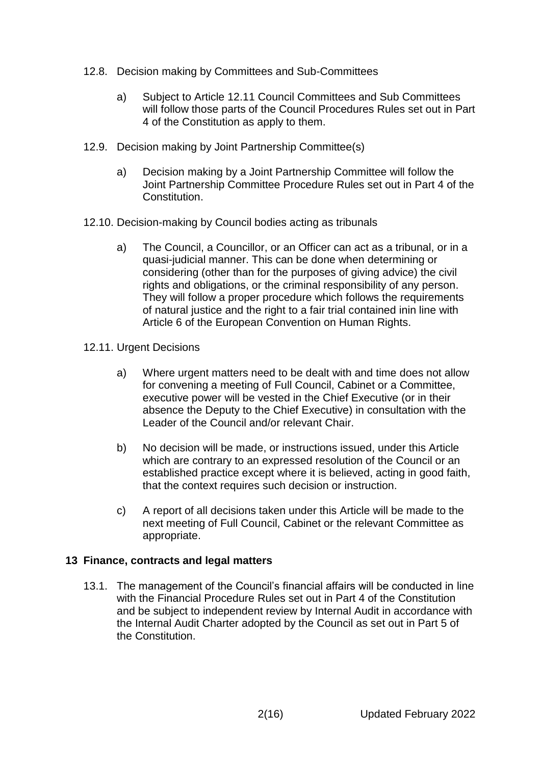12.8. Decision making by Committees and Sub-Committees

a) Subject to Article 12.11 Council Committees and Sub Committees will follow those parts of the Council Procedures Rules set out in Part 4 of the Constitution as apply to them.

12.9. Decision making by Joint Partnership Committee(s)

a) Decision making by a Joint Partnership Committee will follow the Joint Partnership Committee Procedure Rules set out in Part 4 of the Constitution.

12.10. Decision-making by Council bodies acting as tribunals

a) The Council, a Councillor, or an Officer can act as a tribunal, or in a quasi-judicial manner. This can be done when determining or considering (other than for the purposes of giving advice) the civil rights and obligations, or the criminal responsibility of any person. They will follow a proper procedure which follows the requirements of natural justice and the right to a fair trial contained inin line with Article 6 of the European Convention on Human Rights.

12.11. Urgent Decisions

a) Where urgent matters need to be dealt with and time does not allow for convening a meeting of Full Council, Cabinet or a Committee, executive power will be vested in the Chief Executive (or in their absence the Deputy to the Chief Executive) in consultation with the Leader of the Council and/or relevant Chair.

b) No decision will be made, or instructions issued, under this Article which are contrary to an expressed resolution of the Council or an established practice except where it is believed, acting in good faith, that the context requires such decision or instruction.

c) A report of all decisions taken under this Article will be made to the next meeting of Full Council, Cabinet or the relevant Committee as appropriate.

## 13 Finance, contracts and legal matters

13.1. The management of the Council's financial affairs will be conducted in line with the Financial Procedure Rules set out in Part 4 of the Constitution and be subject to independent review by Internal Audit in accordance with the Internal Audit Charter adopted by the Council as set out in Part 5 of the Constitution.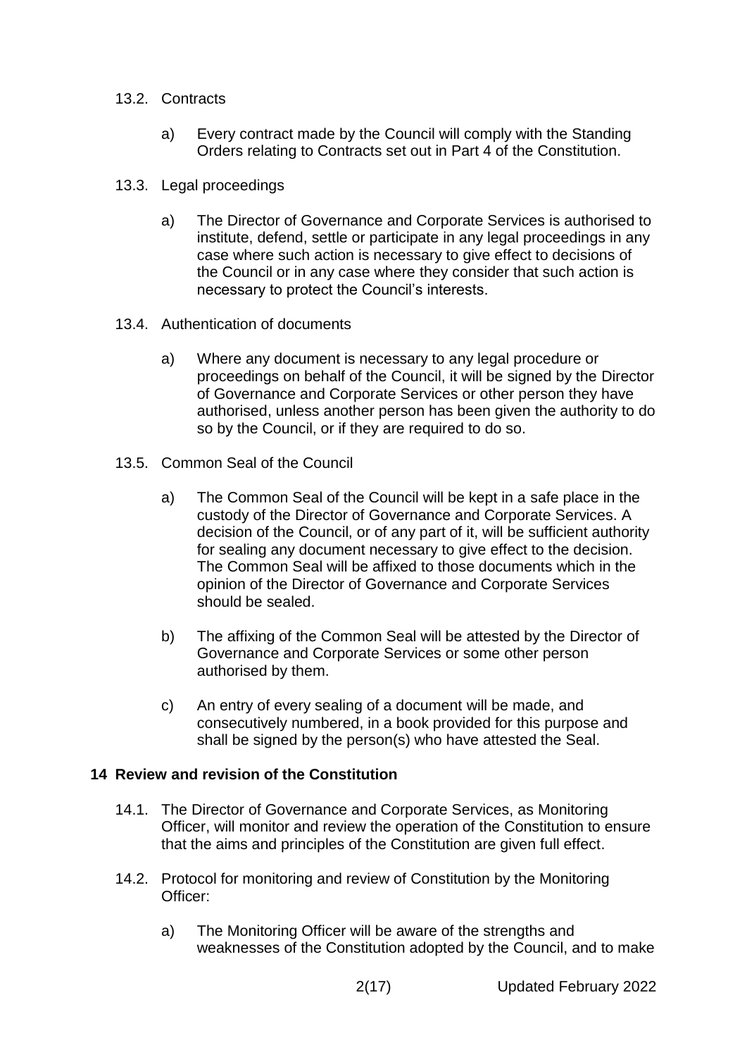13.2. Contracts

a) Every contract made by the Council will comply with the Standing Orders relating to Contracts set out in Part 4 of the Constitution.

13.3. Legal proceedings

a) The Director of Governance and Corporate Services is authorised to institute, defend, settle or participate in any legal proceedings in any case where such action is necessary to give effect to decisions of the Council or in any case where they consider that such action is necessary to protect the Council's interests.

13.4. Authentication of documents

a) Where any document is necessary to any legal procedure or proceedings on behalf of the Council, it will be signed by the Director of Governance and Corporate Services or other person they have authorised, unless another person has been given the authority to do so by the Council, or if they are required to do so.

13.5. Common Seal of the Council

a) The Common Seal of the Council will be kept in a safe place in the custody of the Director of Governance and Corporate Services. A decision of the Council, or of any part of it, will be sufficient authority for sealing any document necessary to give effect to the decision. The Common Seal will be affixed to those documents which in the opinion of the Director of Governance and Corporate Services should be sealed.

b) The affixing of the Common Seal will be attested by the Director of Governance and Corporate Services or some other person authorised by them.

c) An entry of every sealing of a document will be made, and consecutively numbered, in a book provided for this purpose and shall be signed by the person(s) who have attested the Seal.

## 14 Review and revision of the Constitution

14.1. The Director of Governance and Corporate Services, as Monitoring Officer, will monitor and review the operation of the Constitution to ensure that the aims and principles of the Constitution are given full effect.

14.2. Protocol for monitoring and review of Constitution by the Monitoring Officer:

a) The Monitoring Officer will be aware of the strengths and weaknesses of the Constitution adopted by the Council, and to make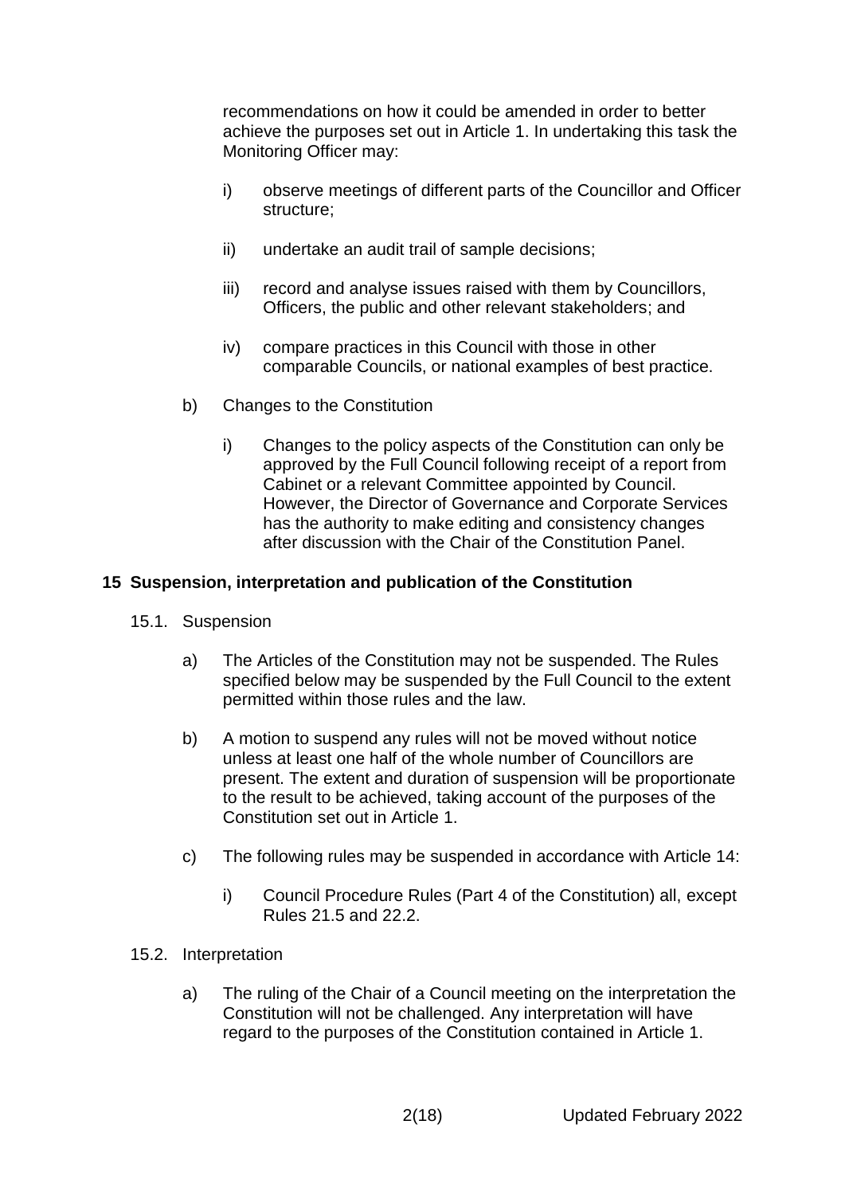recommendations on how it could be amended in order to better achieve the purposes set out in Article 1. In undertaking this task the Monitoring Officer may:

i) observe meetings of different parts of the Councillor and Officer structure;

ii) undertake an audit trail of sample decisions;

iii) record and analyse issues raised with them by Councillors, Officers, the public and other relevant stakeholders; and

iv) compare practices in this Council with those in other comparable Councils, or national examples of best practice.

b) Changes to the Constitution

i) Changes to the policy aspects of the Constitution can only be approved by the Full Council following receipt of a report from Cabinet or a relevant Committee appointed by Council. However, the Director of Governance and Corporate Services has the authority to make editing and consistency changes after discussion with the Chair of the Constitution Panel.

## 15 Suspension, interpretation and publication of the Constitution

15.1. Suspension

a) The Articles of the Constitution may not be suspended. The Rules specified below may be suspended by the Full Council to the extent permitted within those rules and the law.

b) A motion to suspend any rules will not be moved without notice unless at least one half of the whole number of Councillors are present. The extent and duration of suspension will be proportionate to the result to be achieved, taking account of the purposes of the Constitution set out in Article 1.

c) The following rules may be suspended in accordance with Article 14:

i) Council Procedure Rules (Part 4 of the Constitution) all, except Rules 21.5 and 22.2.

15.2. Interpretation

a) The ruling of the Chair of a Council meeting on the interpretation the Constitution will not be challenged. Any interpretation will have regard to the purposes of the Constitution contained in Article 1.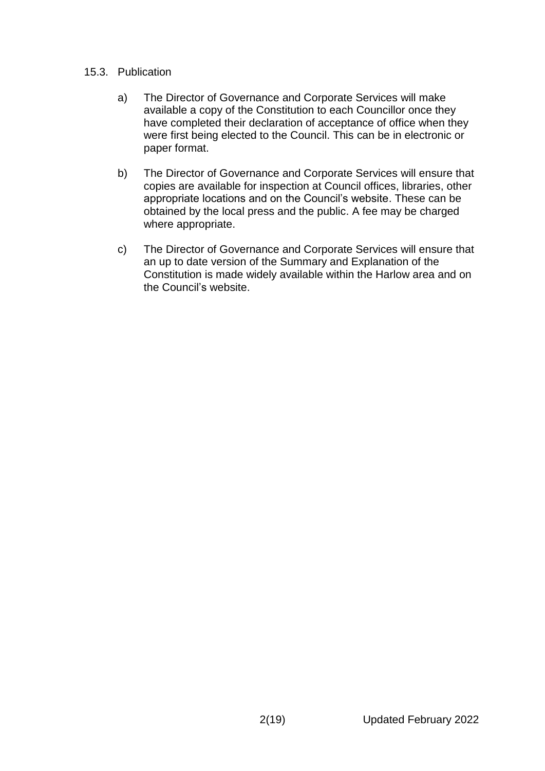15.3. Publication

a) The Director of Governance and Corporate Services will make available a copy of the Constitution to each Councillor once they have completed their declaration of acceptance of office when they were first being elected to the Council. This can be in electronic or paper format.

b) The Director of Governance and Corporate Services will ensure that copies are available for inspection at Council offices, libraries, other appropriate locations and on the Council's website. These can be obtained by the local press and the public. A fee may be charged where appropriate.

c) The Director of Governance and Corporate Services will ensure that an up to date version of the Summary and Explanation of the Constitution is made widely available within the Harlow area and on the Council's website.